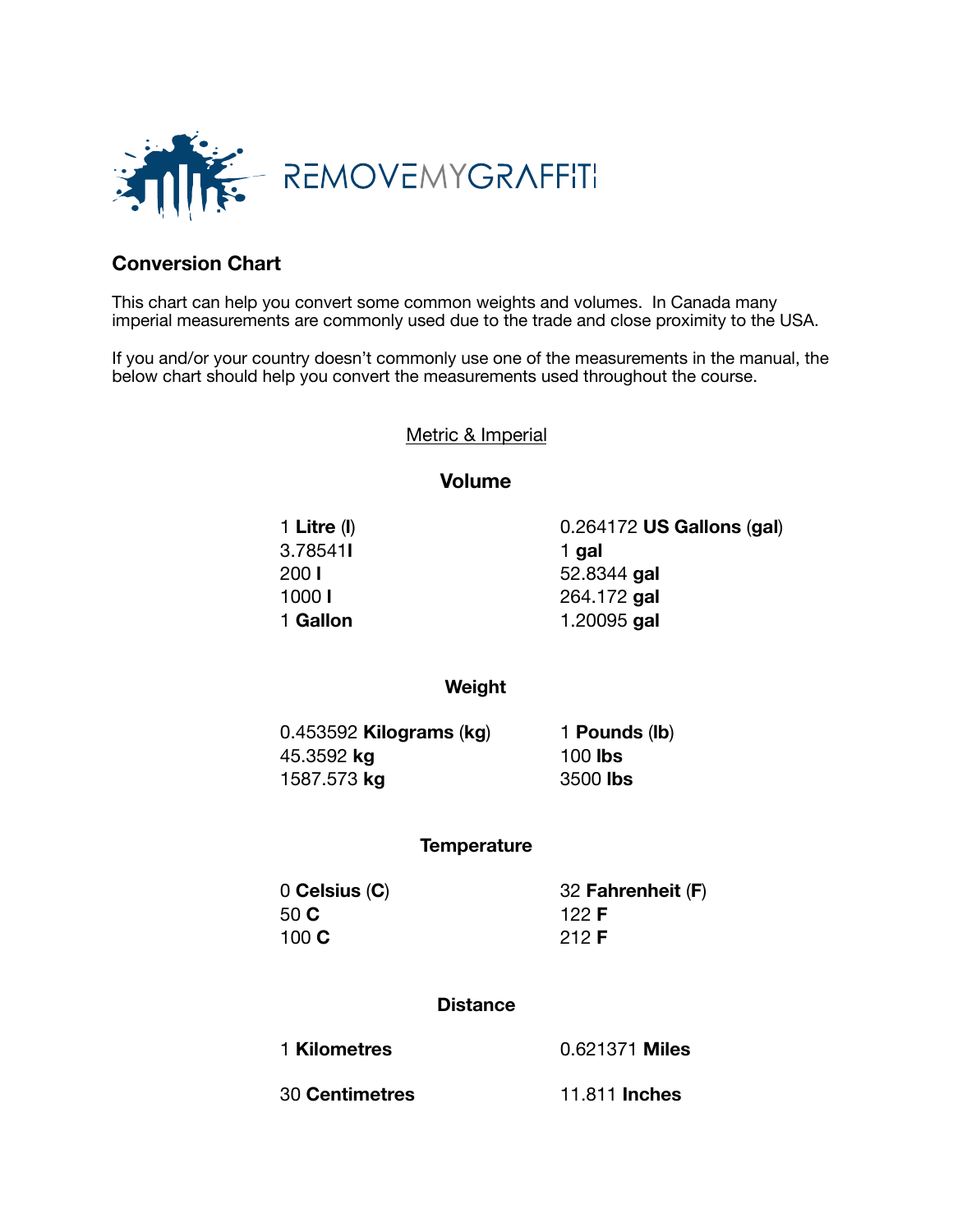REMOVEMYGRAFFITI

## Conversion Chart

This chart can help you convert some common weights and volumes. In Canada many imperial measurements are commonly used due to the trade and close proximity to the USA.

If you and/or your country doesn't commonly use one of the measurements in the manual, the below chart should help you convert the measurements used throughout the course.

Metric & Imperial

### Volume

| | |
|---|---|
| 1 **Litre** (**l**) | 0.264172 **US Gallons** (**gal**) |
| 3.78541**l** | 1 **gal** |
| 200 **l** | 52.8344 **gal** |
| 1000 **l** | 264.172 **gal** |
| 1 **Gallon** | 1.20095 **gal** |

### Weight

| | |
|---|---|
| 0.453592 **Kilograms** (**kg**) | 1 **Pounds** (**lb**) |
| 45.3592 **kg** | 100 **lbs** |
| 1587.573 **kg** | 3500 **lbs** |

### Temperature

| | |
|---|---|
| 0 **Celsius** (**C**) | 32 **Fahrenheit** (**F**) |
| 50 **C** | 122 **F** |
| 100 **C** | 212 **F** |

### Distance

| | |
|---|---|
| 1 **Kilometres** | 0.621371 **Miles** |
| 30 **Centimetres** | 11.811 **Inches** |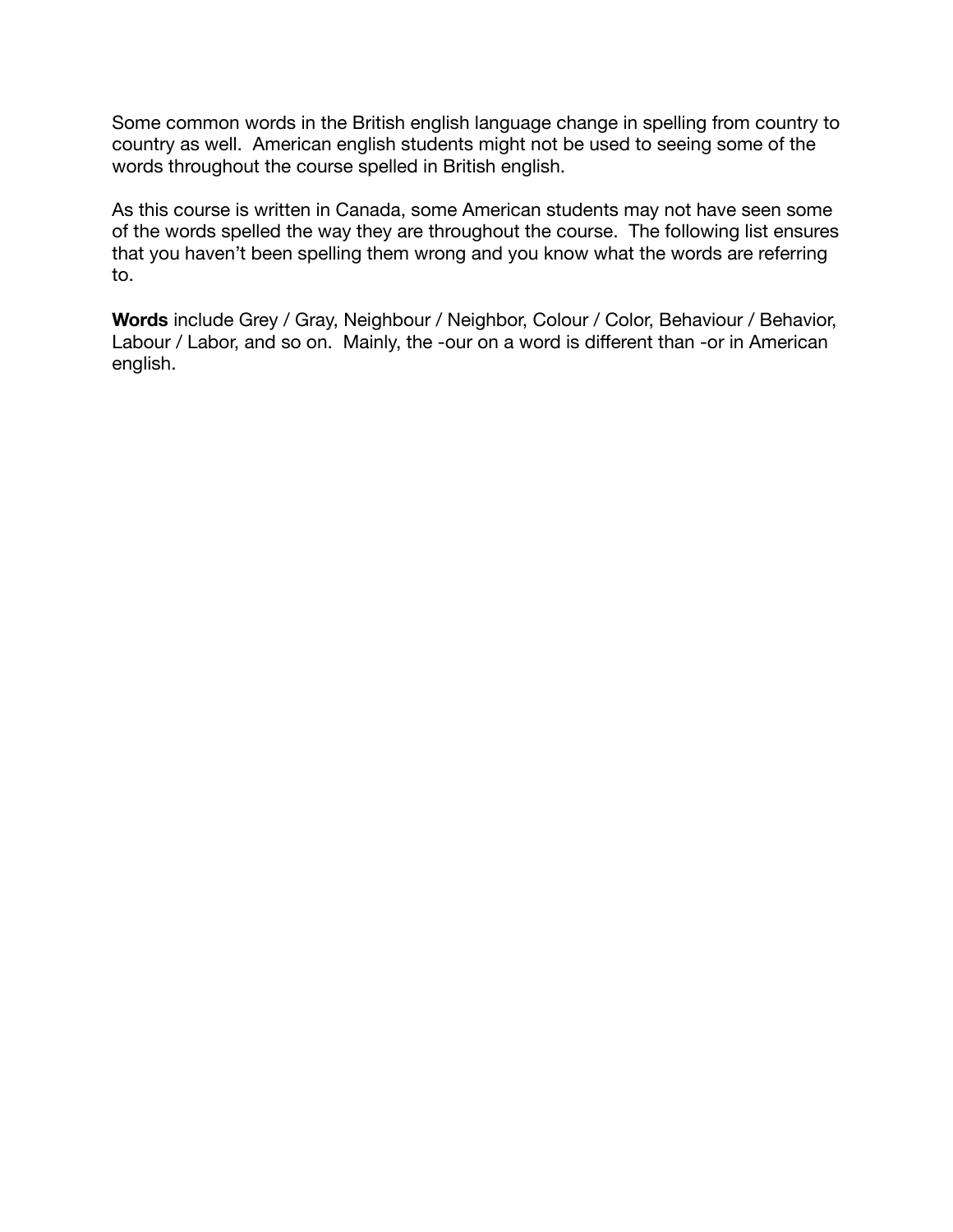Some common words in the British english language change in spelling from country to country as well. American english students might not be used to seeing some of the words throughout the course spelled in British english.

As this course is written in Canada, some American students may not have seen some of the words spelled the way they are throughout the course. The following list ensures that you haven't been spelling them wrong and you know what the words are referring to.

**Words** include Grey / Gray, Neighbour / Neighbor, Colour / Color, Behaviour / Behavior, Labour / Labor, and so on. Mainly, the -our on a word is different than -or in American english.